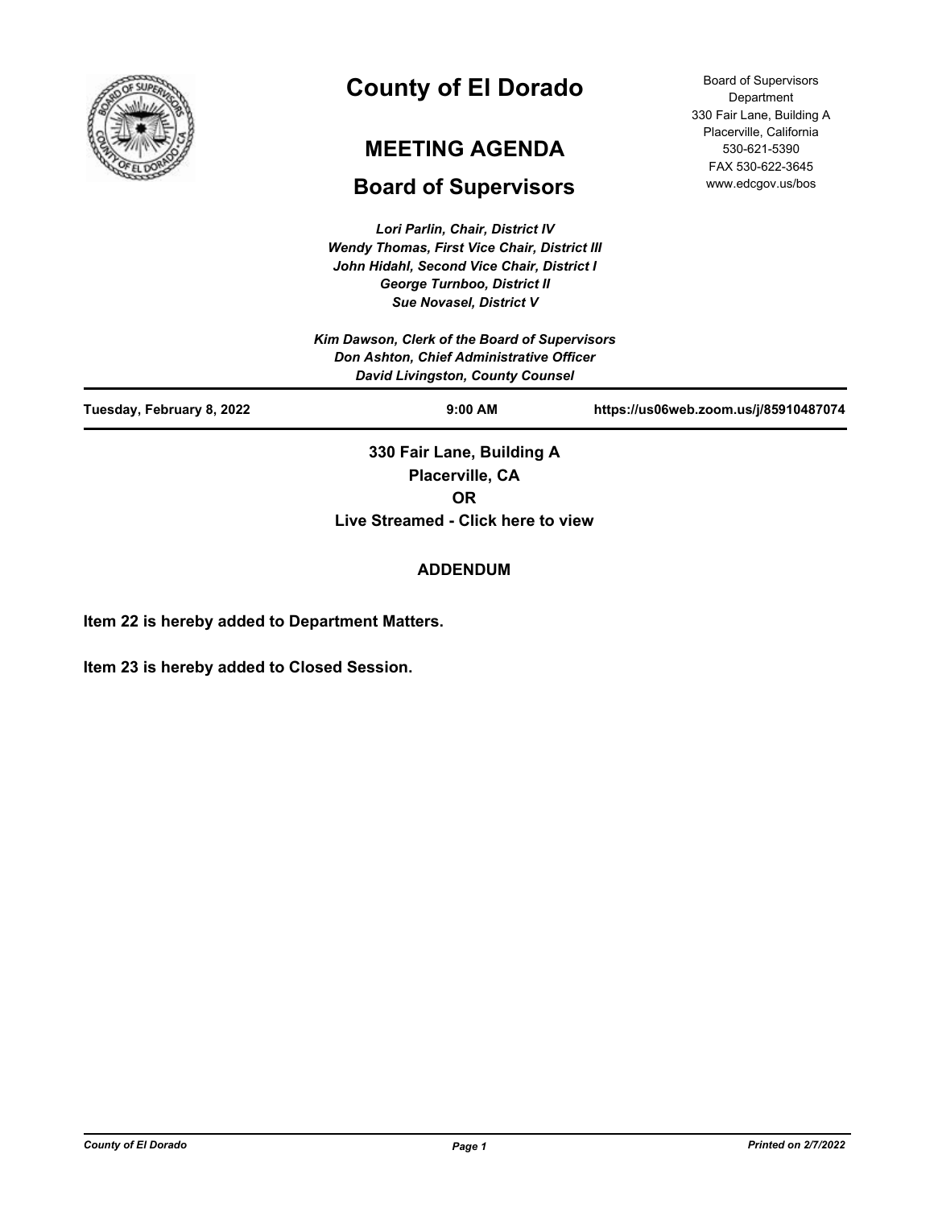# County of El Dorado

## MEETING AGENDA

## Board of Supervisors

Board of Supervisors Department
330 Fair Lane, Building A
Placerville, California
530-621-5390
FAX 530-622-3645
www.edcgov.us/bos

*Lori Parlin, Chair, District IV*
*Wendy Thomas, First Vice Chair, District III*
*John Hidahl, Second Vice Chair, District I*
*George Turnboo, District II*
*Sue Novasel, District V*

*Kim Dawson, Clerk of the Board of Supervisors*
*Don Ashton, Chief Administrative Officer*
*David Livingston, County Counsel*

**Tuesday, February 8, 2022** | **9:00 AM** | **https://us06web.zoom.us/j/85910487074**

**330 Fair Lane, Building A**
**Placerville, CA**
**OR**
**Live Streamed - Click here to view**

**ADDENDUM**

**Item 22 is hereby added to Department Matters.**

**Item 23 is hereby added to Closed Session.**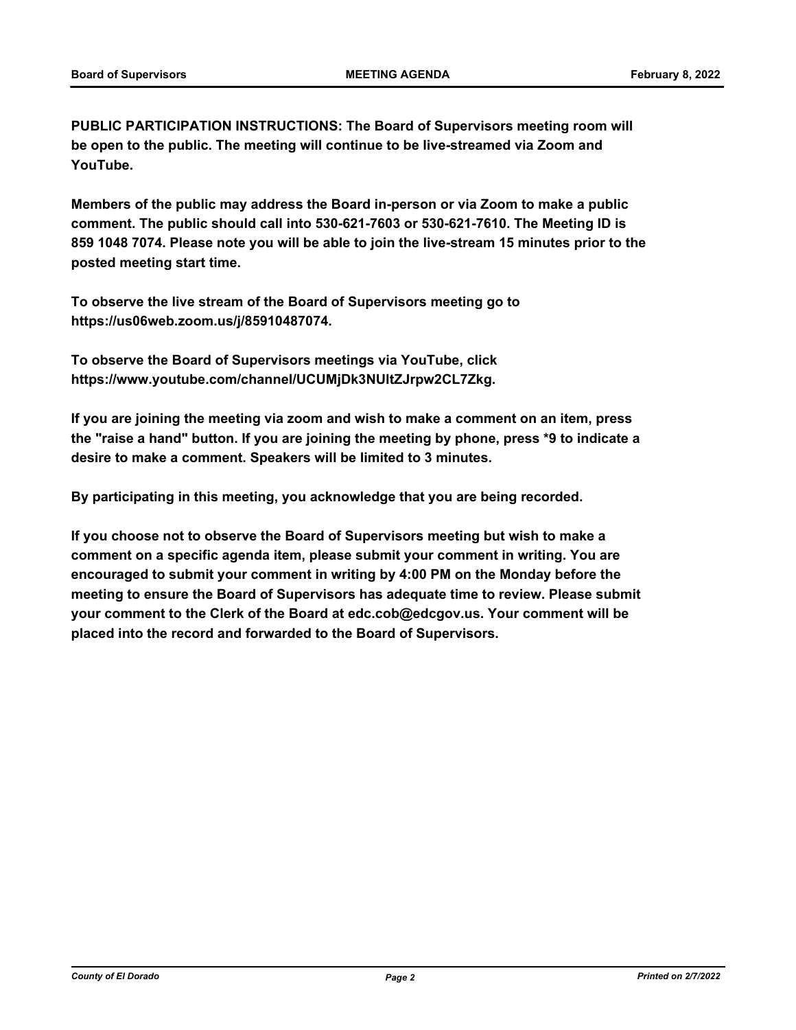**PUBLIC PARTICIPATION INSTRUCTIONS: The Board of Supervisors meeting room will be open to the public. The meeting will continue to be live-streamed via Zoom and YouTube.**

**Members of the public may address the Board in-person or via Zoom to make a public comment. The public should call into 530-621-7603 or 530-621-7610. The Meeting ID is 859 1048 7074. Please note you will be able to join the live-stream 15 minutes prior to the posted meeting start time.**

**To observe the live stream of the Board of Supervisors meeting go to https://us06web.zoom.us/j/85910487074.**

**To observe the Board of Supervisors meetings via YouTube, click https://www.youtube.com/channel/UCUMjDk3NUltZJrpw2CL7Zkg.**

**If you are joining the meeting via zoom and wish to make a comment on an item, press the "raise a hand" button. If you are joining the meeting by phone, press *9 to indicate a desire to make a comment. Speakers will be limited to 3 minutes.**

**By participating in this meeting, you acknowledge that you are being recorded.**

**If you choose not to observe the Board of Supervisors meeting but wish to make a comment on a specific agenda item, please submit your comment in writing. You are encouraged to submit your comment in writing by 4:00 PM on the Monday before the meeting to ensure the Board of Supervisors has adequate time to review. Please submit your comment to the Clerk of the Board at edc.cob@edcgov.us. Your comment will be placed into the record and forwarded to the Board of Supervisors.**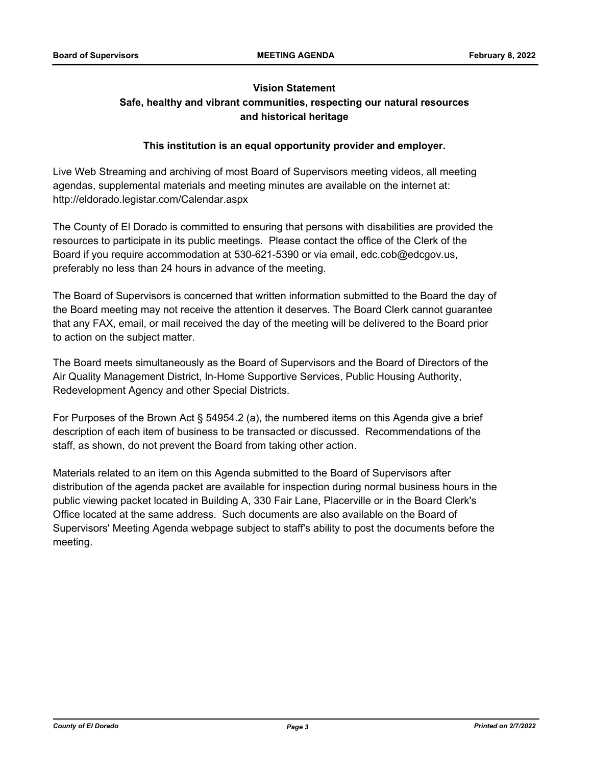**Vision Statement**

**Safe, healthy and vibrant communities, respecting our natural resources and historical heritage**

**This institution is an equal opportunity provider and employer.**

Live Web Streaming and archiving of most Board of Supervisors meeting videos, all meeting agendas, supplemental materials and meeting minutes are available on the internet at: http://eldorado.legistar.com/Calendar.aspx

The County of El Dorado is committed to ensuring that persons with disabilities are provided the resources to participate in its public meetings. Please contact the office of the Clerk of the Board if you require accommodation at 530-621-5390 or via email, edc.cob@edcgov.us, preferably no less than 24 hours in advance of the meeting.

The Board of Supervisors is concerned that written information submitted to the Board the day of the Board meeting may not receive the attention it deserves. The Board Clerk cannot guarantee that any FAX, email, or mail received the day of the meeting will be delivered to the Board prior to action on the subject matter.

The Board meets simultaneously as the Board of Supervisors and the Board of Directors of the Air Quality Management District, In-Home Supportive Services, Public Housing Authority, Redevelopment Agency and other Special Districts.

For Purposes of the Brown Act § 54954.2 (a), the numbered items on this Agenda give a brief description of each item of business to be transacted or discussed. Recommendations of the staff, as shown, do not prevent the Board from taking other action.

Materials related to an item on this Agenda submitted to the Board of Supervisors after distribution of the agenda packet are available for inspection during normal business hours in the public viewing packet located in Building A, 330 Fair Lane, Placerville or in the Board Clerk's Office located at the same address. Such documents are also available on the Board of Supervisors' Meeting Agenda webpage subject to staff's ability to post the documents before the meeting.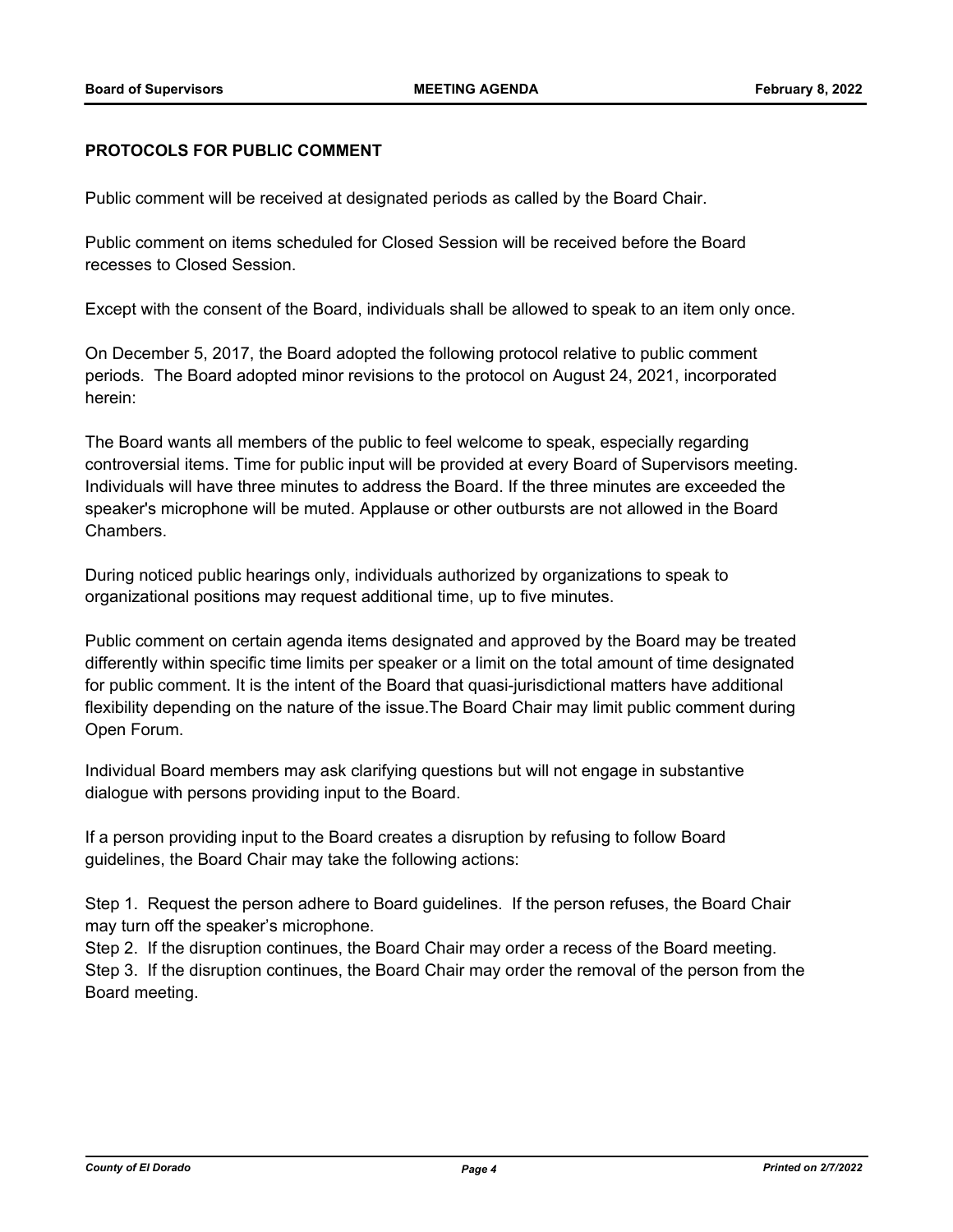## PROTOCOLS FOR PUBLIC COMMENT

Public comment will be received at designated periods as called by the Board Chair.

Public comment on items scheduled for Closed Session will be received before the Board recesses to Closed Session.

Except with the consent of the Board, individuals shall be allowed to speak to an item only once.

On December 5, 2017, the Board adopted the following protocol relative to public comment periods. The Board adopted minor revisions to the protocol on August 24, 2021, incorporated herein:

The Board wants all members of the public to feel welcome to speak, especially regarding controversial items. Time for public input will be provided at every Board of Supervisors meeting. Individuals will have three minutes to address the Board. If the three minutes are exceeded the speaker's microphone will be muted. Applause or other outbursts are not allowed in the Board Chambers.

During noticed public hearings only, individuals authorized by organizations to speak to organizational positions may request additional time, up to five minutes.

Public comment on certain agenda items designated and approved by the Board may be treated differently within specific time limits per speaker or a limit on the total amount of time designated for public comment. It is the intent of the Board that quasi-jurisdictional matters have additional flexibility depending on the nature of the issue.The Board Chair may limit public comment during Open Forum.

Individual Board members may ask clarifying questions but will not engage in substantive dialogue with persons providing input to the Board.

If a person providing input to the Board creates a disruption by refusing to follow Board guidelines, the Board Chair may take the following actions:

Step 1. Request the person adhere to Board guidelines. If the person refuses, the Board Chair may turn off the speaker's microphone.
Step 2. If the disruption continues, the Board Chair may order a recess of the Board meeting.
Step 3. If the disruption continues, the Board Chair may order the removal of the person from the Board meeting.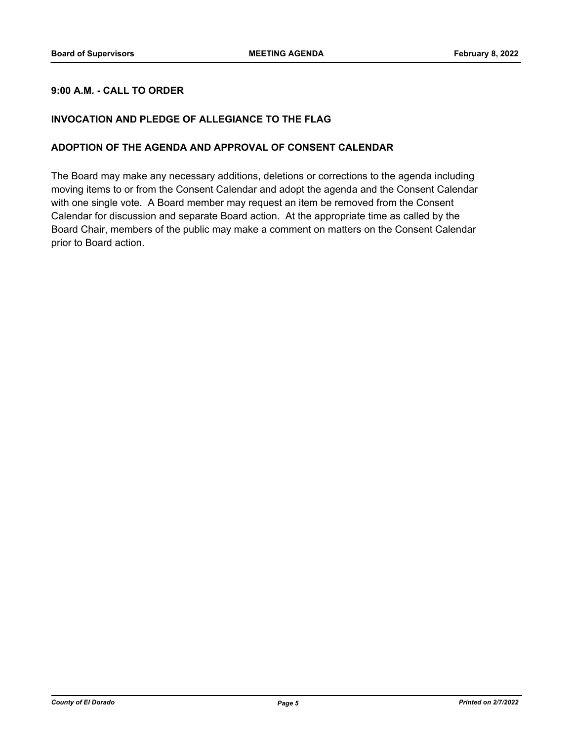**9:00 A.M. - CALL TO ORDER**

**INVOCATION AND PLEDGE OF ALLEGIANCE TO THE FLAG**

**ADOPTION OF THE AGENDA AND APPROVAL OF CONSENT CALENDAR**

The Board may make any necessary additions, deletions or corrections to the agenda including moving items to or from the Consent Calendar and adopt the agenda and the Consent Calendar with one single vote. A Board member may request an item be removed from the Consent Calendar for discussion and separate Board action. At the appropriate time as called by the Board Chair, members of the public may make a comment on matters on the Consent Calendar prior to Board action.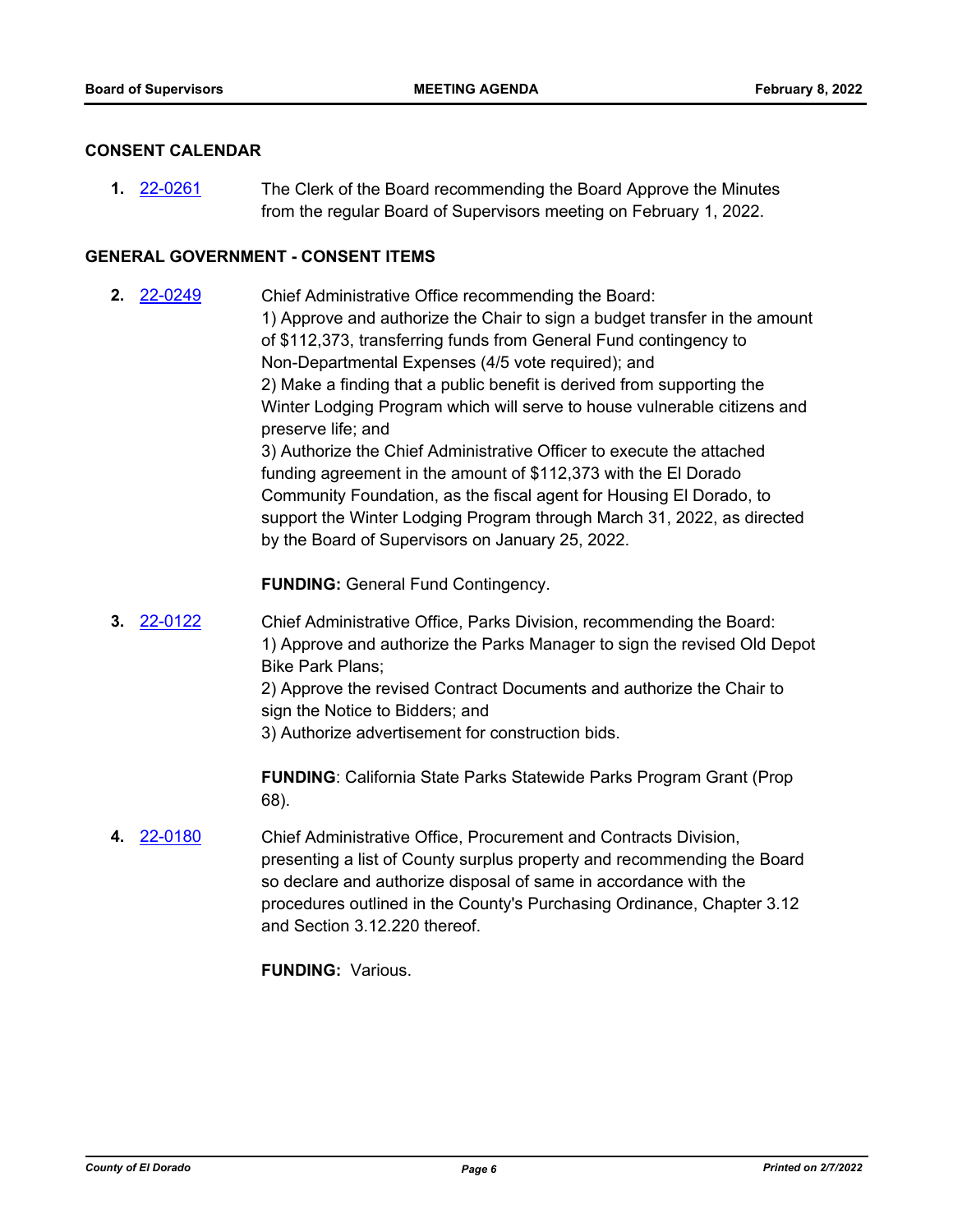## CONSENT CALENDAR

**1.** 22-0261 The Clerk of the Board recommending the Board Approve the Minutes from the regular Board of Supervisors meeting on February 1, 2022.

## GENERAL GOVERNMENT - CONSENT ITEMS

**2.** 22-0249 Chief Administrative Office recommending the Board:
1) Approve and authorize the Chair to sign a budget transfer in the amount of $112,373, transferring funds from General Fund contingency to Non-Departmental Expenses (4/5 vote required); and
2) Make a finding that a public benefit is derived from supporting the Winter Lodging Program which will serve to house vulnerable citizens and preserve life; and
3) Authorize the Chief Administrative Officer to execute the attached funding agreement in the amount of $112,373 with the El Dorado Community Foundation, as the fiscal agent for Housing El Dorado, to support the Winter Lodging Program through March 31, 2022, as directed by the Board of Supervisors on January 25, 2022.

**FUNDING:** General Fund Contingency.

**3.** 22-0122 Chief Administrative Office, Parks Division, recommending the Board:
1) Approve and authorize the Parks Manager to sign the revised Old Depot Bike Park Plans;
2) Approve the revised Contract Documents and authorize the Chair to sign the Notice to Bidders; and
3) Authorize advertisement for construction bids.

**FUNDING**: California State Parks Statewide Parks Program Grant (Prop 68).

**4.** 22-0180 Chief Administrative Office, Procurement and Contracts Division, presenting a list of County surplus property and recommending the Board so declare and authorize disposal of same in accordance with the procedures outlined in the County's Purchasing Ordinance, Chapter 3.12 and Section 3.12.220 thereof.

**FUNDING:** Various.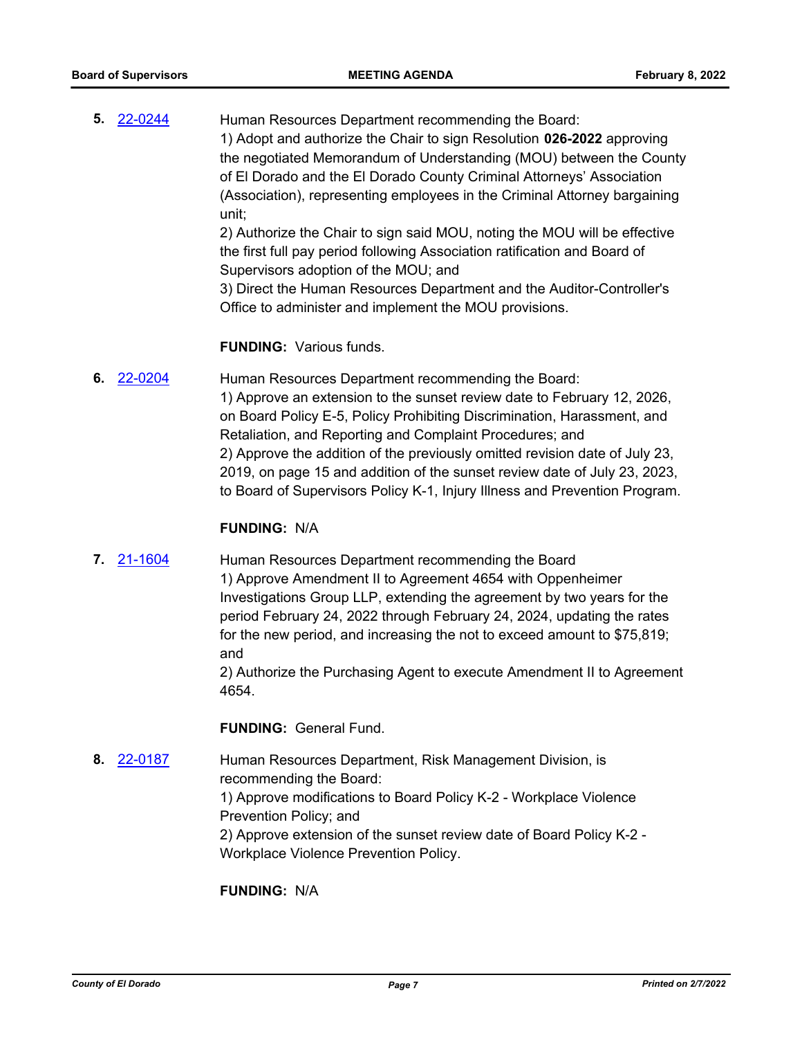**5.** 22-0244

Human Resources Department recommending the Board:
1) Adopt and authorize the Chair to sign Resolution **026-2022** approving the negotiated Memorandum of Understanding (MOU) between the County of El Dorado and the El Dorado County Criminal Attorneys' Association (Association), representing employees in the Criminal Attorney bargaining unit;
2) Authorize the Chair to sign said MOU, noting the MOU will be effective the first full pay period following Association ratification and Board of Supervisors adoption of the MOU; and
3) Direct the Human Resources Department and the Auditor-Controller's Office to administer and implement the MOU provisions.

**FUNDING:** Various funds.

**6.** 22-0204

Human Resources Department recommending the Board:
1) Approve an extension to the sunset review date to February 12, 2026, on Board Policy E-5, Policy Prohibiting Discrimination, Harassment, and Retaliation, and Reporting and Complaint Procedures; and
2) Approve the addition of the previously omitted revision date of July 23, 2019, on page 15 and addition of the sunset review date of July 23, 2023, to Board of Supervisors Policy K-1, Injury Illness and Prevention Program.

**FUNDING:** N/A

**7.** 21-1604

Human Resources Department recommending the Board
1) Approve Amendment II to Agreement 4654 with Oppenheimer Investigations Group LLP, extending the agreement by two years for the period February 24, 2022 through February 24, 2024, updating the rates for the new period, and increasing the not to exceed amount to $75,819; and
2) Authorize the Purchasing Agent to execute Amendment II to Agreement 4654.

**FUNDING:** General Fund.

**8.** 22-0187

Human Resources Department, Risk Management Division, is recommending the Board:
1) Approve modifications to Board Policy K-2 - Workplace Violence Prevention Policy; and
2) Approve extension of the sunset review date of Board Policy K-2 - Workplace Violence Prevention Policy.

**FUNDING:** N/A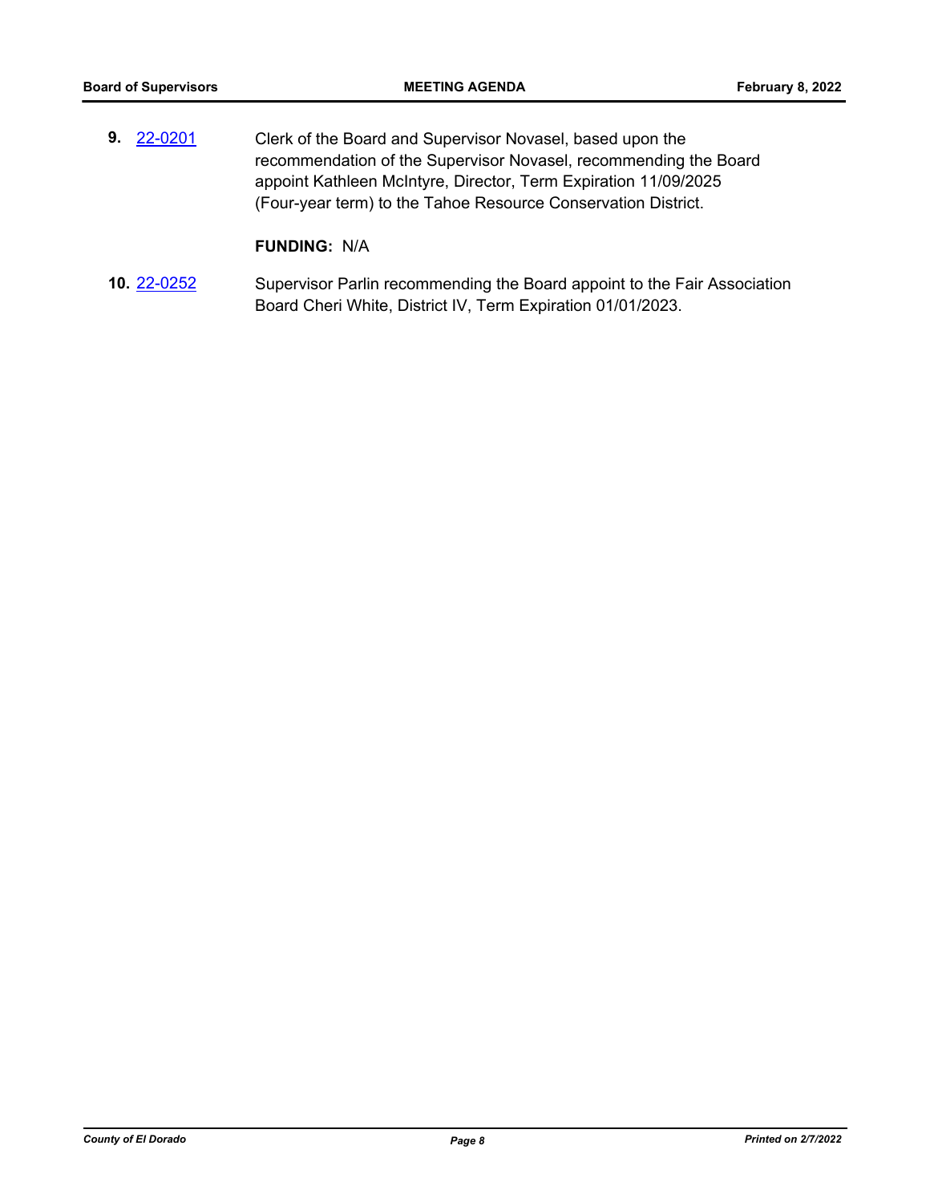**9.** [22-0201](#) Clerk of the Board and Supervisor Novasel, based upon the recommendation of the Supervisor Novasel, recommending the Board appoint Kathleen McIntyre, Director, Term Expiration 11/09/2025 (Four-year term) to the Tahoe Resource Conservation District.

**FUNDING:** N/A

**10.** [22-0252](#) Supervisor Parlin recommending the Board appoint to the Fair Association Board Cheri White, District IV, Term Expiration 01/01/2023.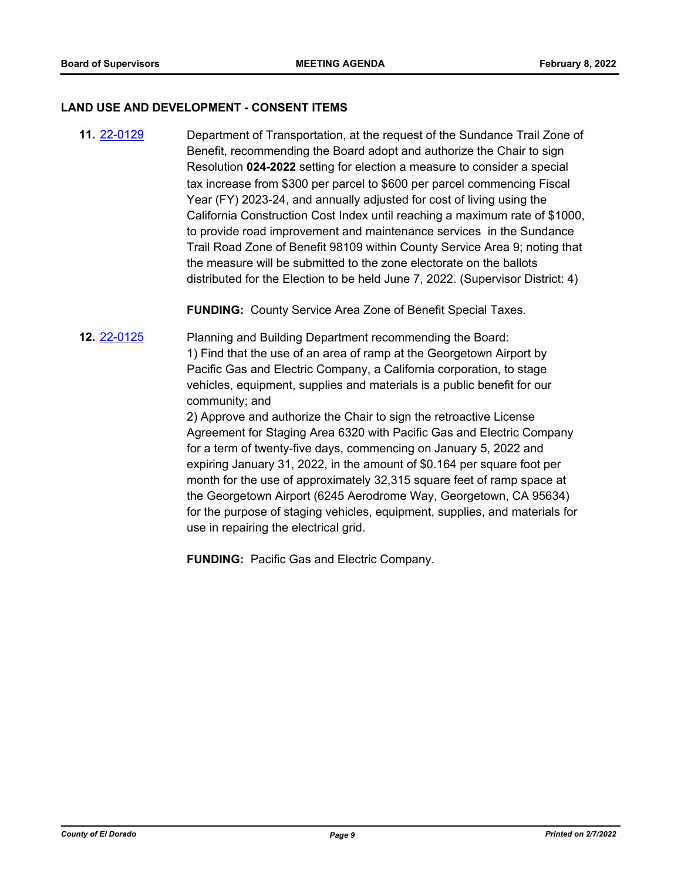## LAND USE AND DEVELOPMENT - CONSENT ITEMS

**11.** 22-0129 Department of Transportation, at the request of the Sundance Trail Zone of Benefit, recommending the Board adopt and authorize the Chair to sign Resolution **024-2022** setting for election a measure to consider a special tax increase from $300 per parcel to $600 per parcel commencing Fiscal Year (FY) 2023-24, and annually adjusted for cost of living using the California Construction Cost Index until reaching a maximum rate of $1000, to provide road improvement and maintenance services in the Sundance Trail Road Zone of Benefit 98109 within County Service Area 9; noting that the measure will be submitted to the zone electorate on the ballots distributed for the Election to be held June 7, 2022. (Supervisor District: 4)

**FUNDING:** County Service Area Zone of Benefit Special Taxes.

**12.** 22-0125 Planning and Building Department recommending the Board:

1) Find that the use of an area of ramp at the Georgetown Airport by Pacific Gas and Electric Company, a California corporation, to stage vehicles, equipment, supplies and materials is a public benefit for our community; and

2) Approve and authorize the Chair to sign the retroactive License Agreement for Staging Area 6320 with Pacific Gas and Electric Company for a term of twenty-five days, commencing on January 5, 2022 and expiring January 31, 2022, in the amount of $0.164 per square foot per month for the use of approximately 32,315 square feet of ramp space at the Georgetown Airport (6245 Aerodrome Way, Georgetown, CA 95634) for the purpose of staging vehicles, equipment, supplies, and materials for use in repairing the electrical grid.

**FUNDING:** Pacific Gas and Electric Company.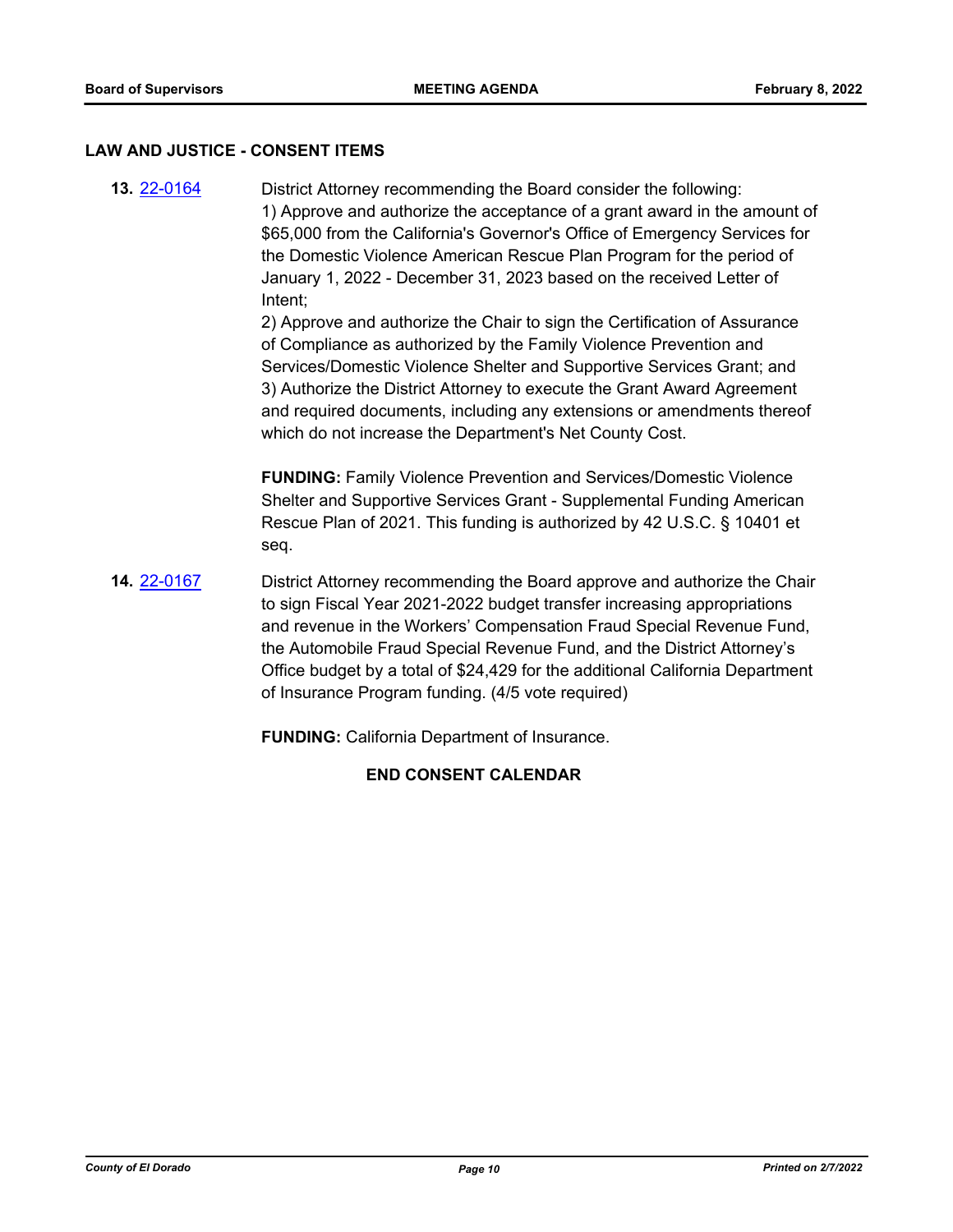## LAW AND JUSTICE - CONSENT ITEMS

**13.** [22-0164](22-0164)

District Attorney recommending the Board consider the following:
1) Approve and authorize the acceptance of a grant award in the amount of $65,000 from the California's Governor's Office of Emergency Services for the Domestic Violence American Rescue Plan Program for the period of January 1, 2022 - December 31, 2023 based on the received Letter of Intent;
2) Approve and authorize the Chair to sign the Certification of Assurance of Compliance as authorized by the Family Violence Prevention and Services/Domestic Violence Shelter and Supportive Services Grant; and
3) Authorize the District Attorney to execute the Grant Award Agreement and required documents, including any extensions or amendments thereof which do not increase the Department's Net County Cost.

**FUNDING:** Family Violence Prevention and Services/Domestic Violence Shelter and Supportive Services Grant - Supplemental Funding American Rescue Plan of 2021. This funding is authorized by 42 U.S.C. § 10401 et seq.

**14.** [22-0167](22-0167)

District Attorney recommending the Board approve and authorize the Chair to sign Fiscal Year 2021-2022 budget transfer increasing appropriations and revenue in the Workers' Compensation Fraud Special Revenue Fund, the Automobile Fraud Special Revenue Fund, and the District Attorney's Office budget by a total of $24,429 for the additional California Department of Insurance Program funding. (4/5 vote required)

**FUNDING:** California Department of Insurance.

**END CONSENT CALENDAR**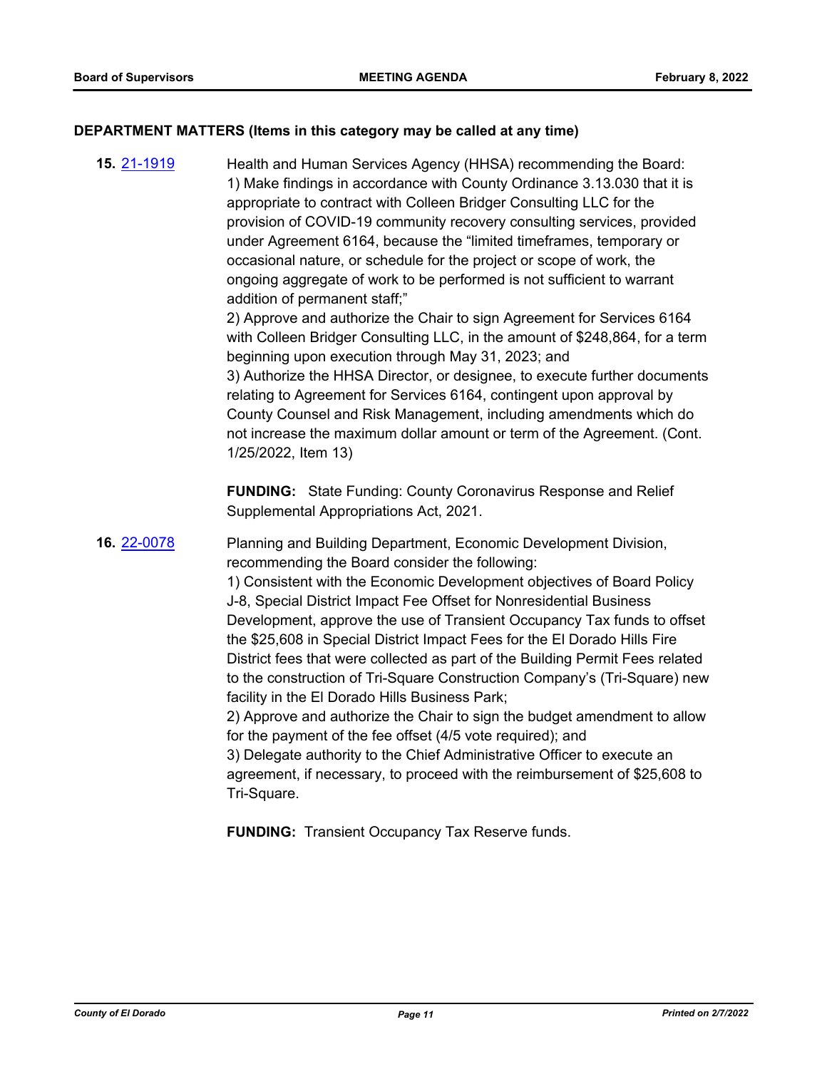### DEPARTMENT MATTERS (Items in this category may be called at any time)

**15.** [21-1919](21-1919)

Health and Human Services Agency (HHSA) recommending the Board:
1) Make findings in accordance with County Ordinance 3.13.030 that it is appropriate to contract with Colleen Bridger Consulting LLC for the provision of COVID-19 community recovery consulting services, provided under Agreement 6164, because the "limited timeframes, temporary or occasional nature, or schedule for the project or scope of work, the ongoing aggregate of work to be performed is not sufficient to warrant addition of permanent staff;"
2) Approve and authorize the Chair to sign Agreement for Services 6164 with Colleen Bridger Consulting LLC, in the amount of $248,864, for a term beginning upon execution through May 31, 2023; and
3) Authorize the HHSA Director, or designee, to execute further documents relating to Agreement for Services 6164, contingent upon approval by County Counsel and Risk Management, including amendments which do not increase the maximum dollar amount or term of the Agreement. (Cont. 1/25/2022, Item 13)

**FUNDING:** State Funding: County Coronavirus Response and Relief Supplemental Appropriations Act, 2021.

**16.** [22-0078](22-0078)

Planning and Building Department, Economic Development Division, recommending the Board consider the following:
1) Consistent with the Economic Development objectives of Board Policy J-8, Special District Impact Fee Offset for Nonresidential Business Development, approve the use of Transient Occupancy Tax funds to offset the $25,608 in Special District Impact Fees for the El Dorado Hills Fire District fees that were collected as part of the Building Permit Fees related to the construction of Tri-Square Construction Company's (Tri-Square) new facility in the El Dorado Hills Business Park;
2) Approve and authorize the Chair to sign the budget amendment to allow for the payment of the fee offset (4/5 vote required); and
3) Delegate authority to the Chief Administrative Officer to execute an agreement, if necessary, to proceed with the reimbursement of $25,608 to Tri-Square.

**FUNDING:** Transient Occupancy Tax Reserve funds.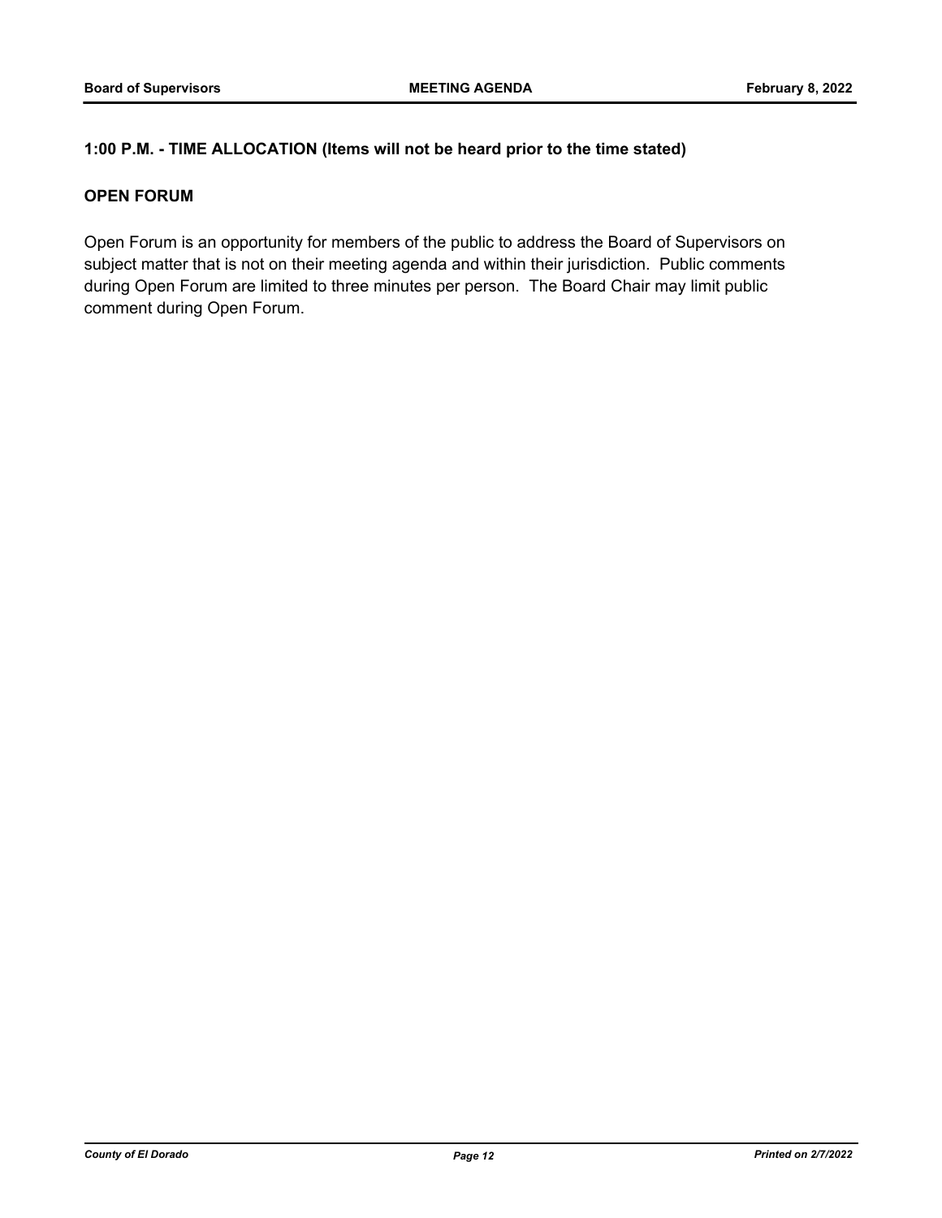**1:00 P.M. - TIME ALLOCATION (Items will not be heard prior to the time stated)**

**OPEN FORUM**

Open Forum is an opportunity for members of the public to address the Board of Supervisors on subject matter that is not on their meeting agenda and within their jurisdiction. Public comments during Open Forum are limited to three minutes per person. The Board Chair may limit public comment during Open Forum.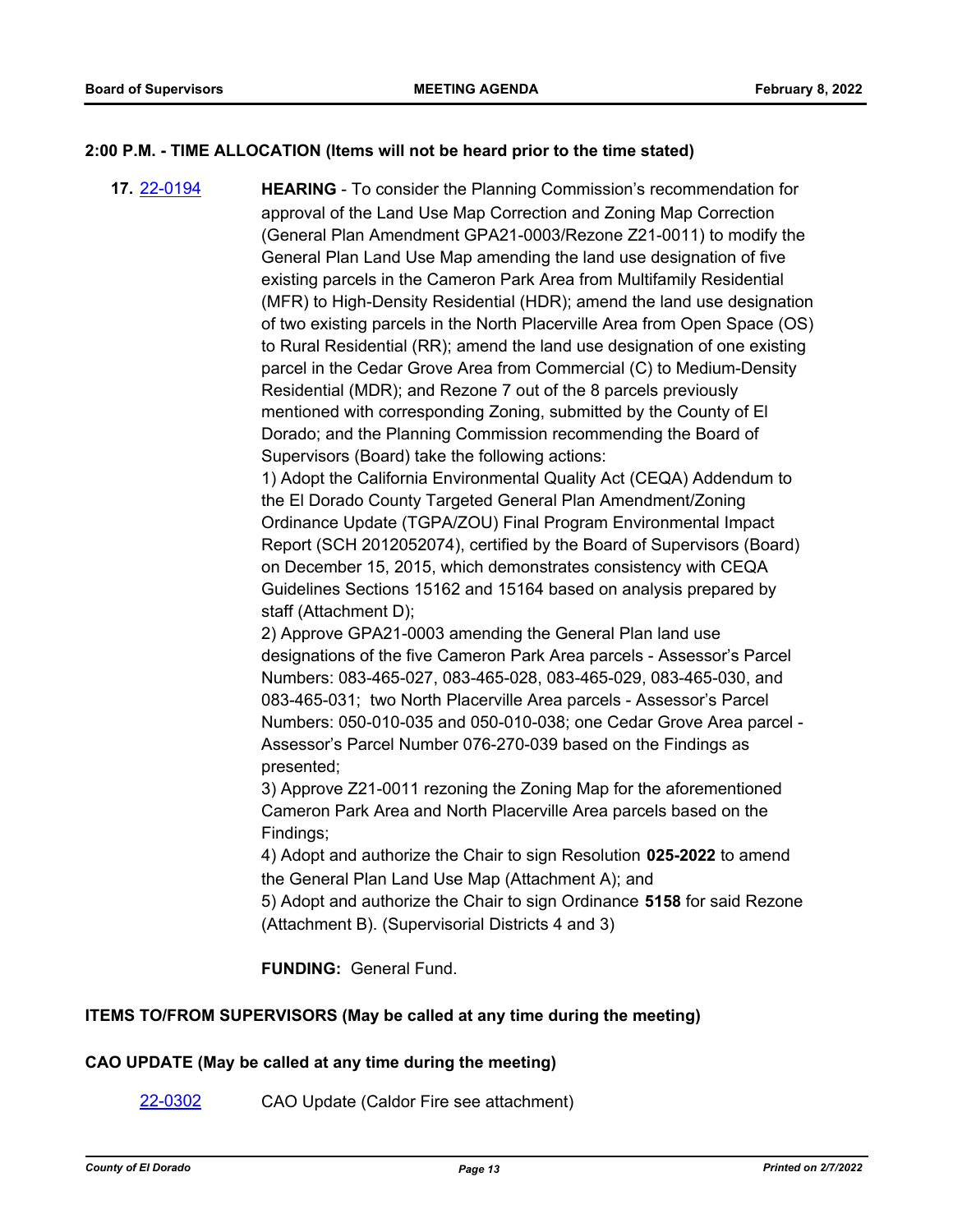**2:00 P.M. - TIME ALLOCATION (Items will not be heard prior to the time stated)**

**17.** 22-0194 **HEARING** - To consider the Planning Commission's recommendation for approval of the Land Use Map Correction and Zoning Map Correction (General Plan Amendment GPA21-0003/Rezone Z21-0011) to modify the General Plan Land Use Map amending the land use designation of five existing parcels in the Cameron Park Area from Multifamily Residential (MFR) to High-Density Residential (HDR); amend the land use designation of two existing parcels in the North Placerville Area from Open Space (OS) to Rural Residential (RR); amend the land use designation of one existing parcel in the Cedar Grove Area from Commercial (C) to Medium-Density Residential (MDR); and Rezone 7 out of the 8 parcels previously mentioned with corresponding Zoning, submitted by the County of El Dorado; and the Planning Commission recommending the Board of Supervisors (Board) take the following actions:

1) Adopt the California Environmental Quality Act (CEQA) Addendum to the El Dorado County Targeted General Plan Amendment/Zoning Ordinance Update (TGPA/ZOU) Final Program Environmental Impact Report (SCH 2012052074), certified by the Board of Supervisors (Board) on December 15, 2015, which demonstrates consistency with CEQA Guidelines Sections 15162 and 15164 based on analysis prepared by staff (Attachment D);

2) Approve GPA21-0003 amending the General Plan land use designations of the five Cameron Park Area parcels - Assessor's Parcel Numbers: 083-465-027, 083-465-028, 083-465-029, 083-465-030, and 083-465-031; two North Placerville Area parcels - Assessor's Parcel Numbers: 050-010-035 and 050-010-038; one Cedar Grove Area parcel - Assessor's Parcel Number 076-270-039 based on the Findings as presented;

3) Approve Z21-0011 rezoning the Zoning Map for the aforementioned Cameron Park Area and North Placerville Area parcels based on the Findings;

4) Adopt and authorize the Chair to sign Resolution **025-2022** to amend the General Plan Land Use Map (Attachment A); and

5) Adopt and authorize the Chair to sign Ordinance **5158** for said Rezone (Attachment B). (Supervisorial Districts 4 and 3)

**FUNDING:** General Fund.

**ITEMS TO/FROM SUPERVISORS (May be called at any time during the meeting)**

**CAO UPDATE (May be called at any time during the meeting)**

22-0302 CAO Update (Caldor Fire see attachment)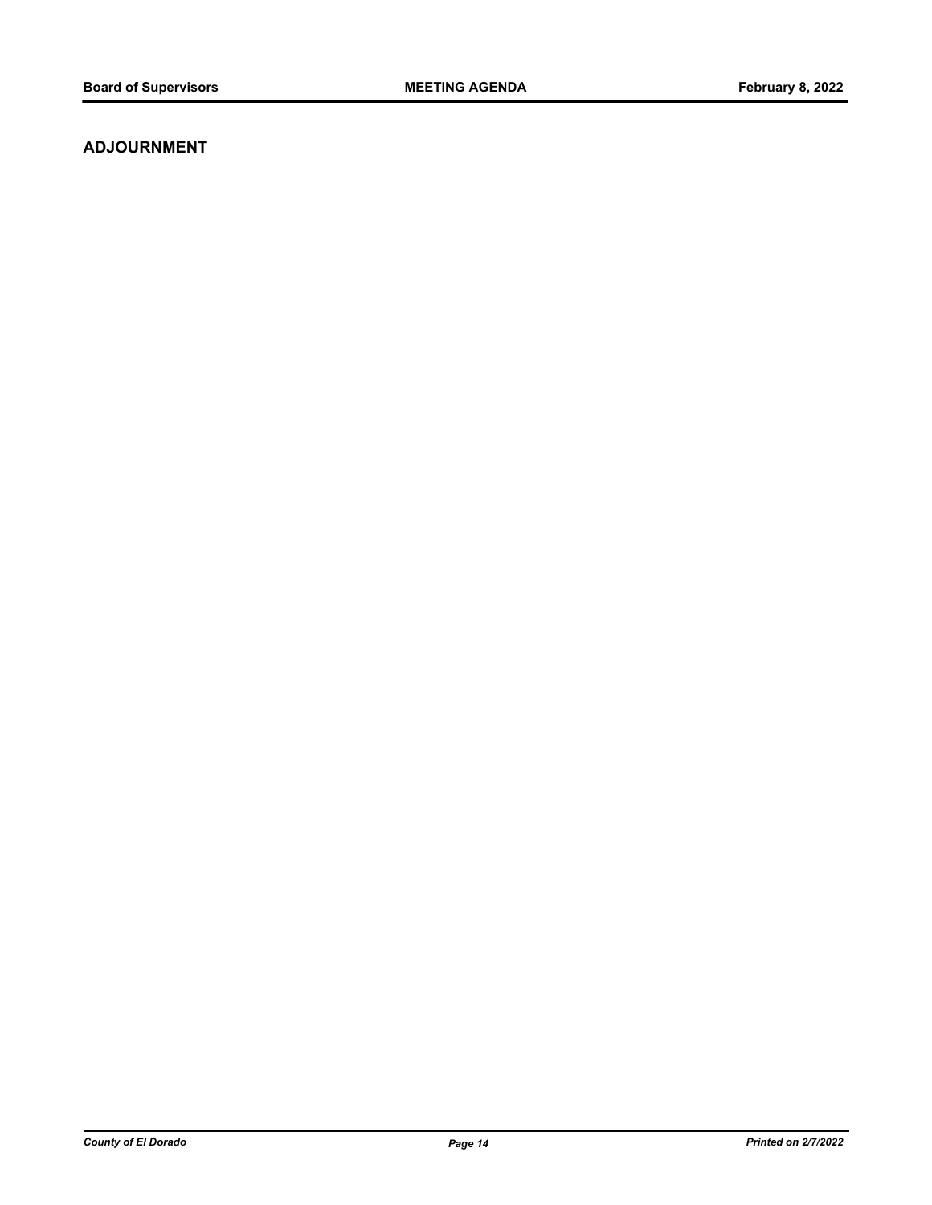## ADJOURNMENT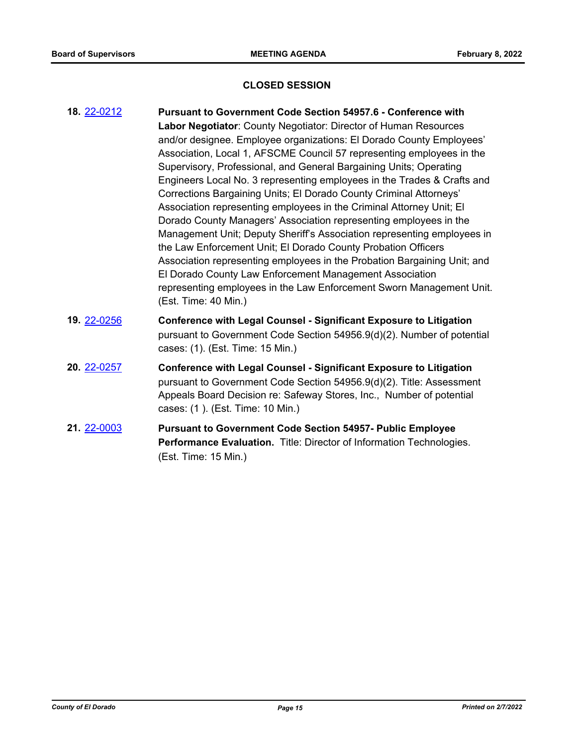## CLOSED SESSION

**18.** 22-0212 **Pursuant to Government Code Section 54957.6 - Conference with Labor Negotiator**: County Negotiator: Director of Human Resources and/or designee. Employee organizations: El Dorado County Employees' Association, Local 1, AFSCME Council 57 representing employees in the Supervisory, Professional, and General Bargaining Units; Operating Engineers Local No. 3 representing employees in the Trades & Crafts and Corrections Bargaining Units; El Dorado County Criminal Attorneys' Association representing employees in the Criminal Attorney Unit; El Dorado County Managers' Association representing employees in the Management Unit; Deputy Sheriff's Association representing employees in the Law Enforcement Unit; El Dorado County Probation Officers Association representing employees in the Probation Bargaining Unit; and El Dorado County Law Enforcement Management Association representing employees in the Law Enforcement Sworn Management Unit. (Est. Time: 40 Min.)

**19.** 22-0256 **Conference with Legal Counsel - Significant Exposure to Litigation** pursuant to Government Code Section 54956.9(d)(2). Number of potential cases: (1). (Est. Time: 15 Min.)

**20.** 22-0257 **Conference with Legal Counsel - Significant Exposure to Litigation** pursuant to Government Code Section 54956.9(d)(2). Title: Assessment Appeals Board Decision re: Safeway Stores, Inc., Number of potential cases: (1 ). (Est. Time: 10 Min.)

**21.** 22-0003 **Pursuant to Government Code Section 54957- Public Employee Performance Evaluation.** Title: Director of Information Technologies. (Est. Time: 15 Min.)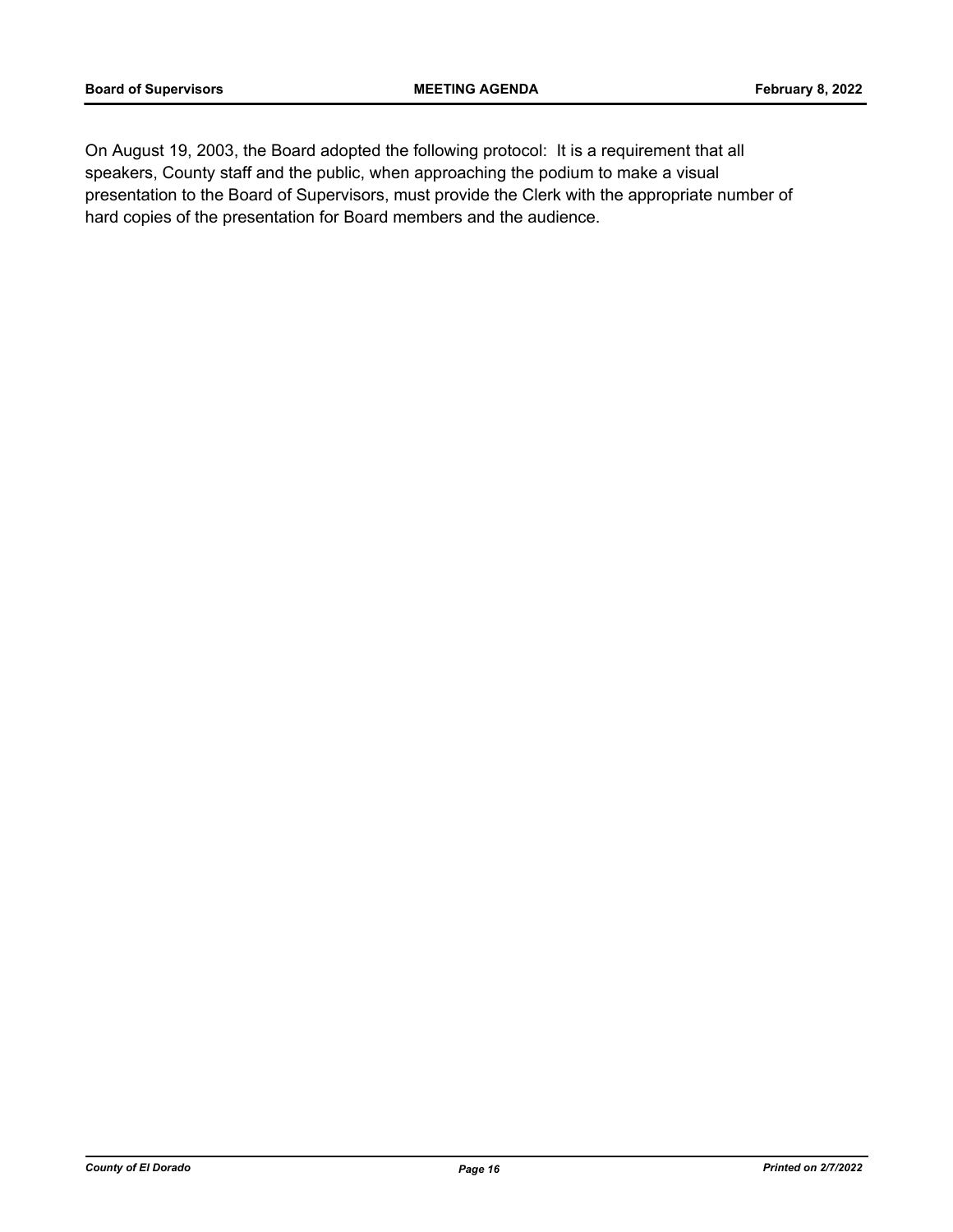On August 19, 2003, the Board adopted the following protocol: It is a requirement that all speakers, County staff and the public, when approaching the podium to make a visual presentation to the Board of Supervisors, must provide the Clerk with the appropriate number of hard copies of the presentation for Board members and the audience.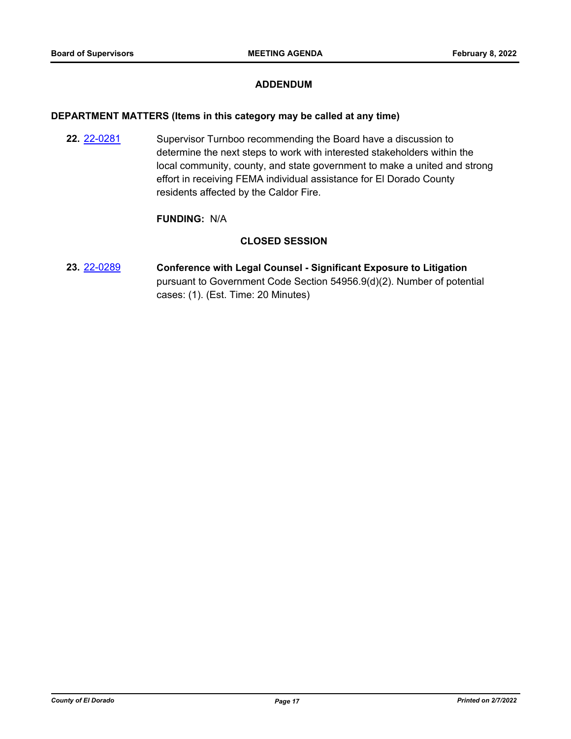## ADDENDUM

### DEPARTMENT MATTERS (Items in this category may be called at any time)

**22.** 22-0281 Supervisor Turnboo recommending the Board have a discussion to determine the next steps to work with interested stakeholders within the local community, county, and state government to make a united and strong effort in receiving FEMA individual assistance for El Dorado County residents affected by the Caldor Fire.

**FUNDING:** N/A

### CLOSED SESSION

**23.** 22-0289 **Conference with Legal Counsel - Significant Exposure to Litigation** pursuant to Government Code Section 54956.9(d)(2). Number of potential cases: (1). (Est. Time: 20 Minutes)